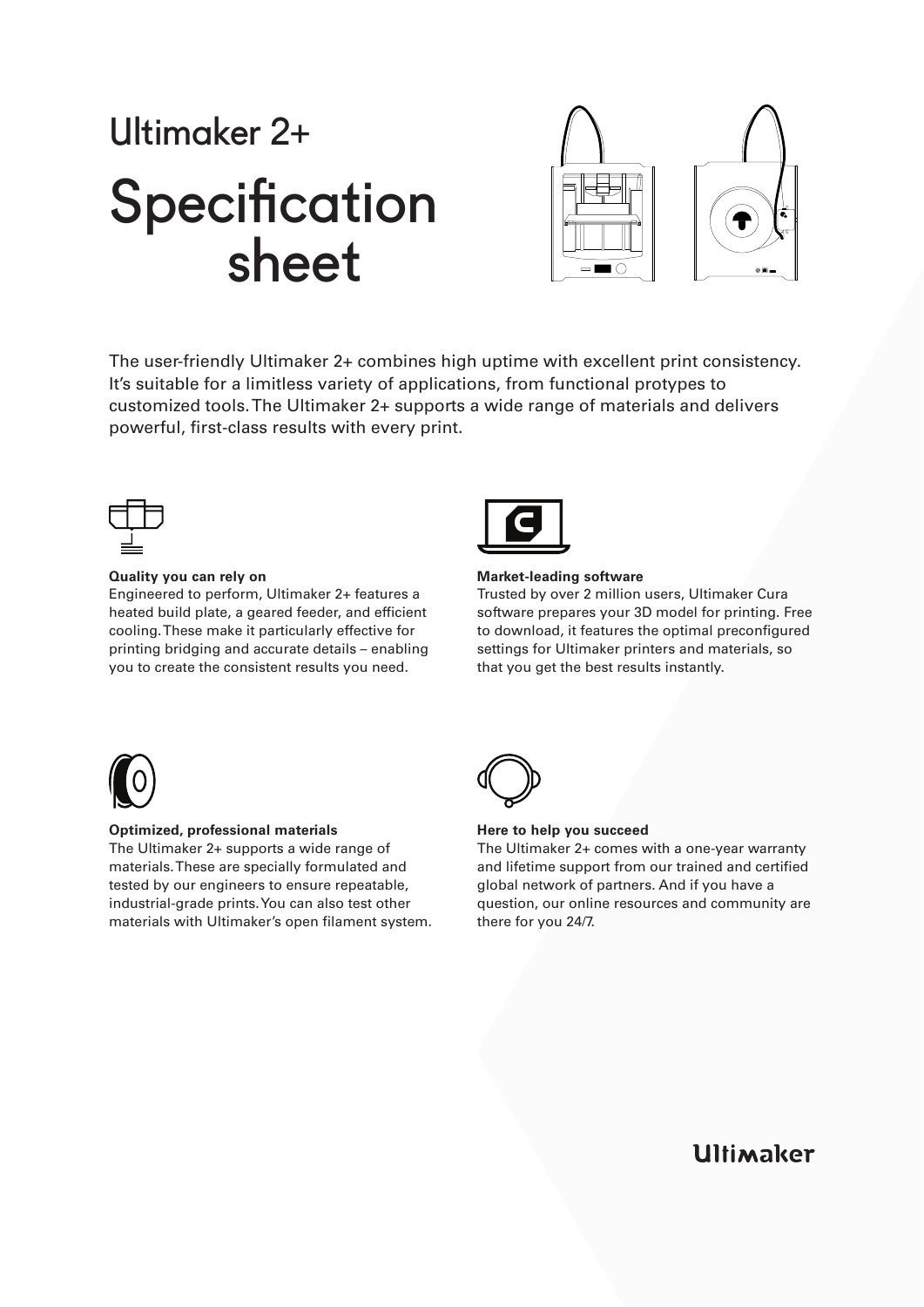# Ultimaker 2+

# Specification sheet

The user-friendly Ultimaker 2+ combines high uptime with excellent print consistency. It's suitable for a limitless variety of applications, from functional protypes to customized tools. The Ultimaker 2+ supports a wide range of materials and delivers powerful, first-class results with every print.

**Quality you can rely on**
Engineered to perform, Ultimaker 2+ features a heated build plate, a geared feeder, and efficient cooling. These make it particularly effective for printing bridging and accurate details – enabling you to create the consistent results you need.

**Market-leading software**
Trusted by over 2 million users, Ultimaker Cura software prepares your 3D model for printing. Free to download, it features the optimal preconfigured settings for Ultimaker printers and materials, so that you get the best results instantly.

**Optimized, professional materials**
The Ultimaker 2+ supports a wide range of materials. These are specially formulated and tested by our engineers to ensure repeatable, industrial-grade prints. You can also test other materials with Ultimaker's open filament system.

**Here to help you succeed**
The Ultimaker 2+ comes with a one-year warranty and lifetime support from our trained and certified global network of partners. And if you have a question, our online resources and community are there for you 24/7.

Ultimaker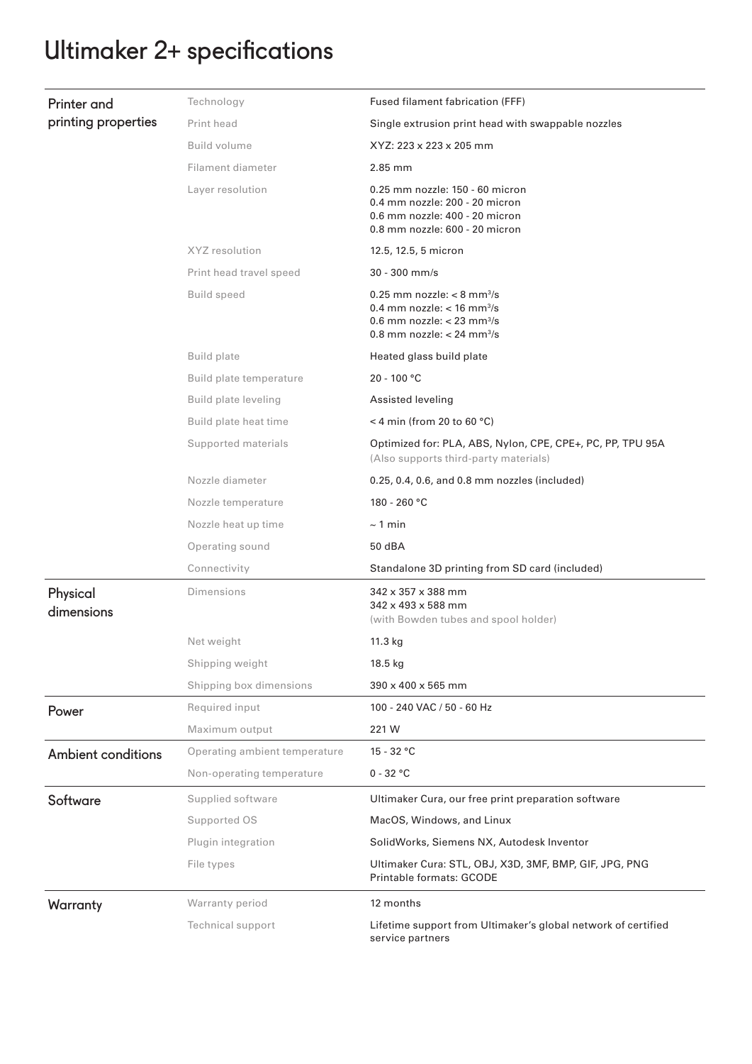# Ultimaker 2+ specifications

| Category | Specification | Value |
|---|---|---|
| Printer and printing properties | Technology | Fused filament fabrication (FFF) |
| | Print head | Single extrusion print head with swappable nozzles |
| | Build volume | XYZ: 223 x 223 x 205 mm |
| | Filament diameter | 2.85 mm |
| | Layer resolution | 0.25 mm nozzle: 150 - 60 micron<br>0.4 mm nozzle: 200 - 20 micron<br>0.6 mm nozzle: 400 - 20 micron<br>0.8 mm nozzle: 600 - 20 micron |
| | XYZ resolution | 12.5, 12.5, 5 micron |
| | Print head travel speed | 30 - 300 mm/s |
| | Build speed | 0.25 mm nozzle: < 8 $mm^3/s$<br>0.4 mm nozzle: < 16 $mm^3/s$<br>0.6 mm nozzle: < 23 $mm^3/s$<br>0.8 mm nozzle: < 24 $mm^3/s$ |
| | Build plate | Heated glass build plate |
| | Build plate temperature | 20 - 100 °C |
| | Build plate leveling | Assisted leveling |
| | Build plate heat time | < 4 min (from 20 to 60 °C) |
| | Supported materials | Optimized for: PLA, ABS, Nylon, CPE, CPE+, PC, PP, TPU 95A<br>(Also supports third-party materials) |
| | Nozzle diameter | 0.25, 0.4, 0.6, and 0.8 mm nozzles (included) |
| | Nozzle temperature | 180 - 260 °C |
| | Nozzle heat up time | ~ 1 min |
| | Operating sound | 50 dBA |
| | Connectivity | Standalone 3D printing from SD card (included) |
| Physical dimensions | Dimensions | 342 x 357 x 388 mm<br>342 x 493 x 588 mm<br>(with Bowden tubes and spool holder) |
| | Net weight | 11.3 kg |
| | Shipping weight | 18.5 kg |
| | Shipping box dimensions | 390 x 400 x 565 mm |
| Power | Required input | 100 - 240 VAC / 50 - 60 Hz |
| | Maximum output | 221 W |
| Ambient conditions | Operating ambient temperature | 15 - 32 °C |
| | Non-operating temperature | 0 - 32 °C |
| Software | Supplied software | Ultimaker Cura, our free print preparation software |
| | Supported OS | MacOS, Windows, and Linux |
| | Plugin integration | SolidWorks, Siemens NX, Autodesk Inventor |
| | File types | Ultimaker Cura: STL, OBJ, X3D, 3MF, BMP, GIF, JPG, PNG<br>Printable formats: GCODE |
| Warranty | Warranty period | 12 months |
| | Technical support | Lifetime support from Ultimaker's global network of certified service partners |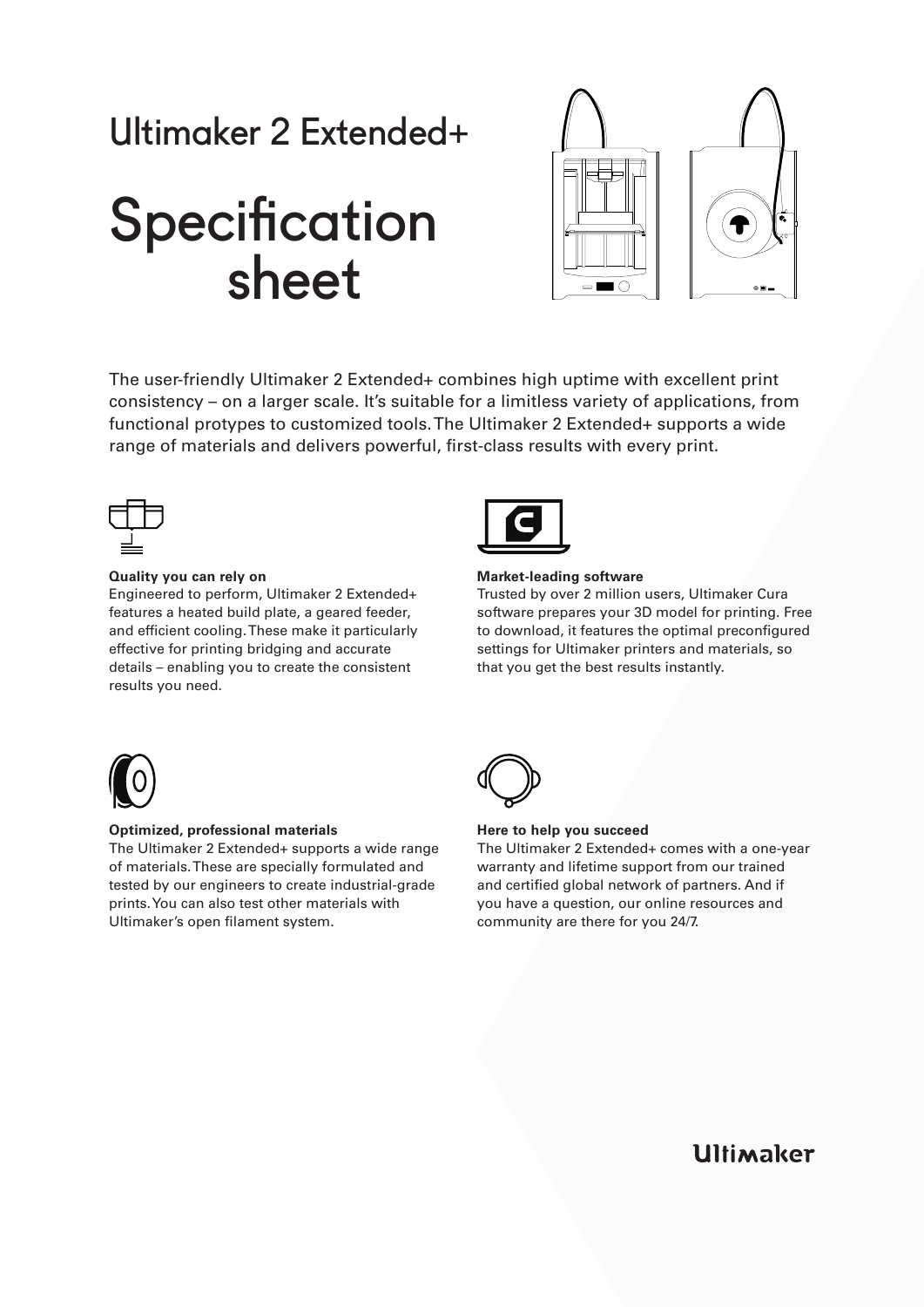# Ultimaker 2 Extended+

# Specification sheet

The user-friendly Ultimaker 2 Extended+ combines high uptime with excellent print consistency – on a larger scale. It's suitable for a limitless variety of applications, from functional protypes to customized tools. The Ultimaker 2 Extended+ supports a wide range of materials and delivers powerful, first-class results with every print.

**Quality you can rely on**
Engineered to perform, Ultimaker 2 Extended+ features a heated build plate, a geared feeder, and efficient cooling. These make it particularly effective for printing bridging and accurate details – enabling you to create the consistent results you need.

**Market-leading software**
Trusted by over 2 million users, Ultimaker Cura software prepares your 3D model for printing. Free to download, it features the optimal preconfigured settings for Ultimaker printers and materials, so that you get the best results instantly.

**Optimized, professional materials**
The Ultimaker 2 Extended+ supports a wide range of materials. These are specially formulated and tested by our engineers to create industrial-grade prints. You can also test other materials with Ultimaker's open filament system.

**Here to help you succeed**
The Ultimaker 2 Extended+ comes with a one-year warranty and lifetime support from our trained and certified global network of partners. And if you have a question, our online resources and community are there for you 24/7.

Ultimaker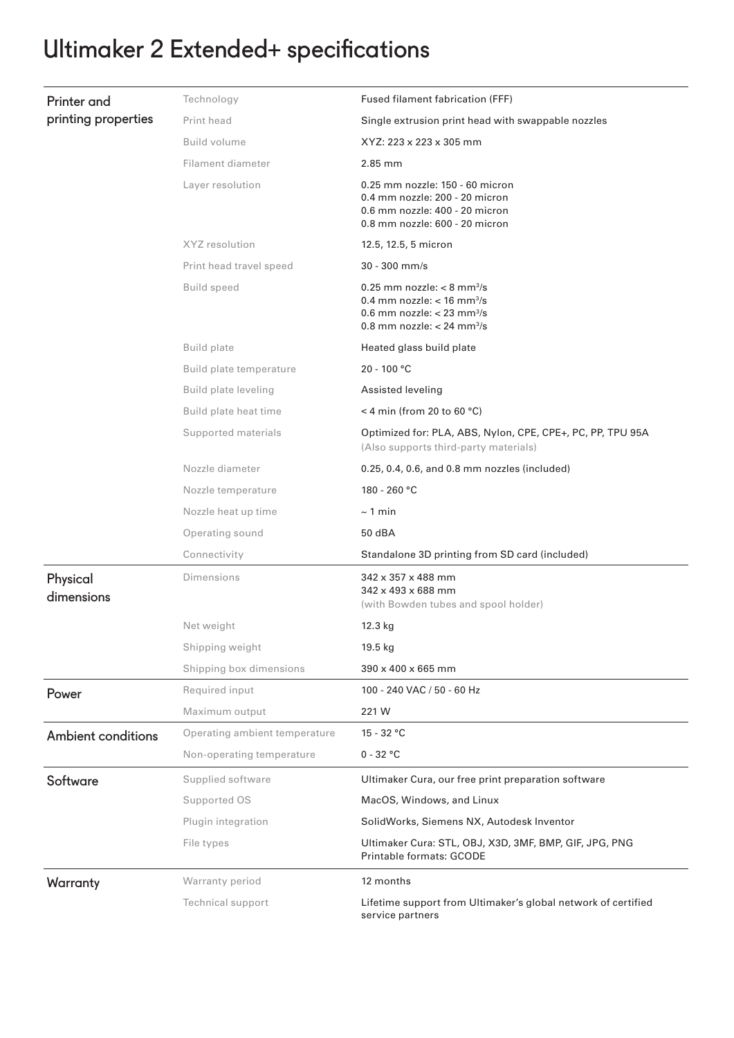# Ultimaker 2 Extended+ specifications

| | | |
|---|---|---|
| Printer and printing properties | Technology | Fused filament fabrication (FFF) |
| | Print head | Single extrusion print head with swappable nozzles |
| | Build volume | XYZ: 223 x 223 x 305 mm |
| | Filament diameter | 2.85 mm |
| | Layer resolution | 0.25 mm nozzle: 150 - 60 micron<br>0.4 mm nozzle: 200 - 20 micron<br>0.6 mm nozzle: 400 - 20 micron<br>0.8 mm nozzle: 600 - 20 micron |
| | XYZ resolution | 12.5, 12.5, 5 micron |
| | Print head travel speed | 30 - 300 mm/s |
| | Build speed | 0.25 mm nozzle: < 8 $mm^3$/s<br>0.4 mm nozzle: < 16 $mm^3$/s<br>0.6 mm nozzle: < 23 $mm^3$/s<br>0.8 mm nozzle: < 24 $mm^3$/s |
| | Build plate | Heated glass build plate |
| | Build plate temperature | 20 - 100 °C |
| | Build plate leveling | Assisted leveling |
| | Build plate heat time | < 4 min (from 20 to 60 °C) |
| | Supported materials | Optimized for: PLA, ABS, Nylon, CPE, CPE+, PC, PP, TPU 95A<br>(Also supports third-party materials) |
| | Nozzle diameter | 0.25, 0.4, 0.6, and 0.8 mm nozzles (included) |
| | Nozzle temperature | 180 - 260 °C |
| | Nozzle heat up time | ~ 1 min |
| | Operating sound | 50 dBA |
| | Connectivity | Standalone 3D printing from SD card (included) |
| Physical dimensions | Dimensions | 342 x 357 x 488 mm<br>342 x 493 x 688 mm<br>(with Bowden tubes and spool holder) |
| | Net weight | 12.3 kg |
| | Shipping weight | 19.5 kg |
| | Shipping box dimensions | 390 x 400 x 665 mm |
| Power | Required input | 100 - 240 VAC / 50 - 60 Hz |
| | Maximum output | 221 W |
| Ambient conditions | Operating ambient temperature | 15 - 32 °C |
| | Non-operating temperature | 0 - 32 °C |
| Software | Supplied software | Ultimaker Cura, our free print preparation software |
| | Supported OS | MacOS, Windows, and Linux |
| | Plugin integration | SolidWorks, Siemens NX, Autodesk Inventor |
| | File types | Ultimaker Cura: STL, OBJ, X3D, 3MF, BMP, GIF, JPG, PNG<br>Printable formats: GCODE |
| Warranty | Warranty period | 12 months |
| | Technical support | Lifetime support from Ultimaker's global network of certified service partners |